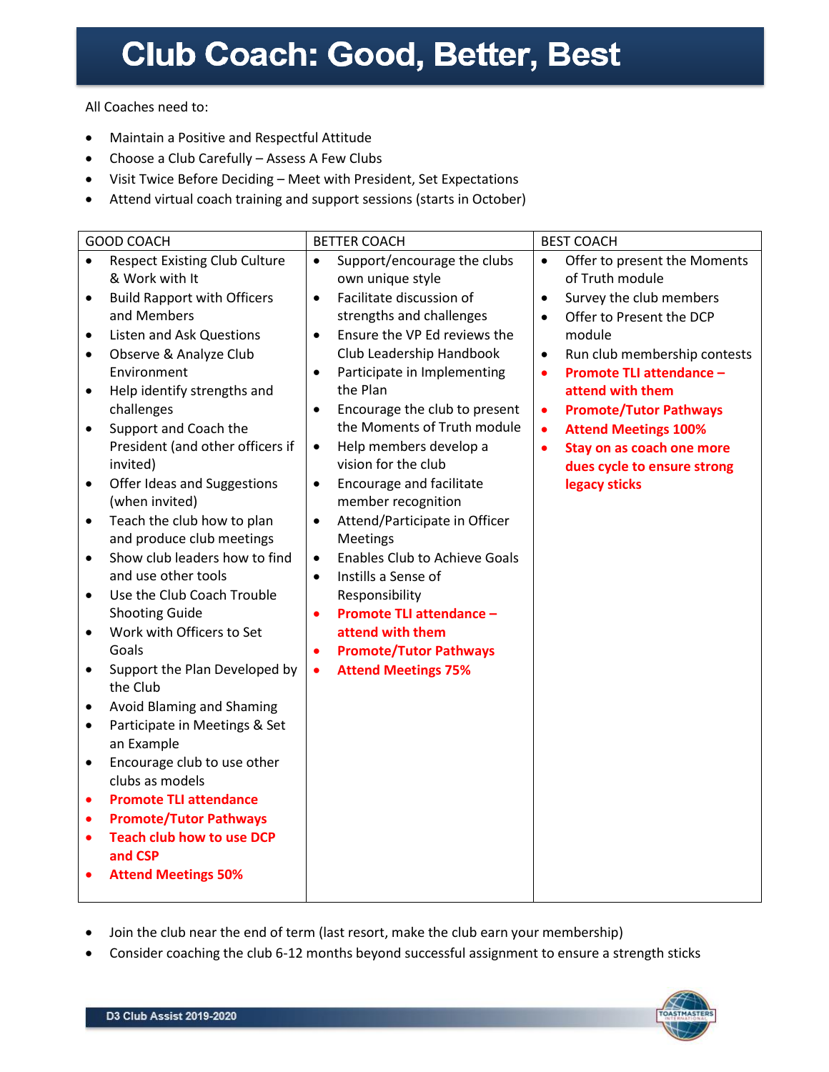# Club Coach: Good, Better, Best

All Coaches need to:

- Maintain a Positive and Respectful Attitude
- Choose a Club Carefully – Assess A Few Clubs
- Visit Twice Before Deciding – Meet with President, Set Expectations
- Attend virtual coach training and support sessions (starts in October)

| GOOD COACH | BETTER COACH | BEST COACH |
|---|---|---|
| • Respect Existing Club Culture & Work with It<br>• Build Rapport with Officers and Members<br>• Listen and Ask Questions<br>• Observe & Analyze Club Environment<br>• Help identify strengths and challenges<br>• Support and Coach the President (and other officers if invited)<br>• Offer Ideas and Suggestions (when invited)<br>• Teach the club how to plan and produce club meetings<br>• Show club leaders how to find and use other tools<br>• Use the Club Coach Trouble Shooting Guide<br>• Work with Officers to Set Goals<br>• Support the Plan Developed by the Club<br>• Avoid Blaming and Shaming<br>• Participate in Meetings & Set an Example<br>• Encourage club to use other clubs as models<br>• **Promote TLI attendance**<br>• **Promote/Tutor Pathways**<br>• **Teach club how to use DCP and CSP**<br>• **Attend Meetings 50%** | • Support/encourage the clubs own unique style<br>• Facilitate discussion of strengths and challenges<br>• Ensure the VP Ed reviews the Club Leadership Handbook<br>• Participate in Implementing the Plan<br>• Encourage the club to present the Moments of Truth module<br>• Help members develop a vision for the club<br>• Encourage and facilitate member recognition<br>• Attend/Participate in Officer Meetings<br>• Enables Club to Achieve Goals<br>• Instills a Sense of Responsibility<br>• **Promote TLI attendance – attend with them**<br>• **Promote/Tutor Pathways**<br>• **Attend Meetings 75%** | • Offer to present the Moments of Truth module<br>• Survey the club members<br>• Offer to Present the DCP module<br>• Run club membership contests<br>• **Promote TLI attendance – attend with them**<br>• **Promote/Tutor Pathways**<br>• **Attend Meetings 100%**<br>• **Stay on as coach one more dues cycle to ensure strong legacy sticks** |

- Join the club near the end of term (last resort, make the club earn your membership)
- Consider coaching the club 6-12 months beyond successful assignment to ensure a strength sticks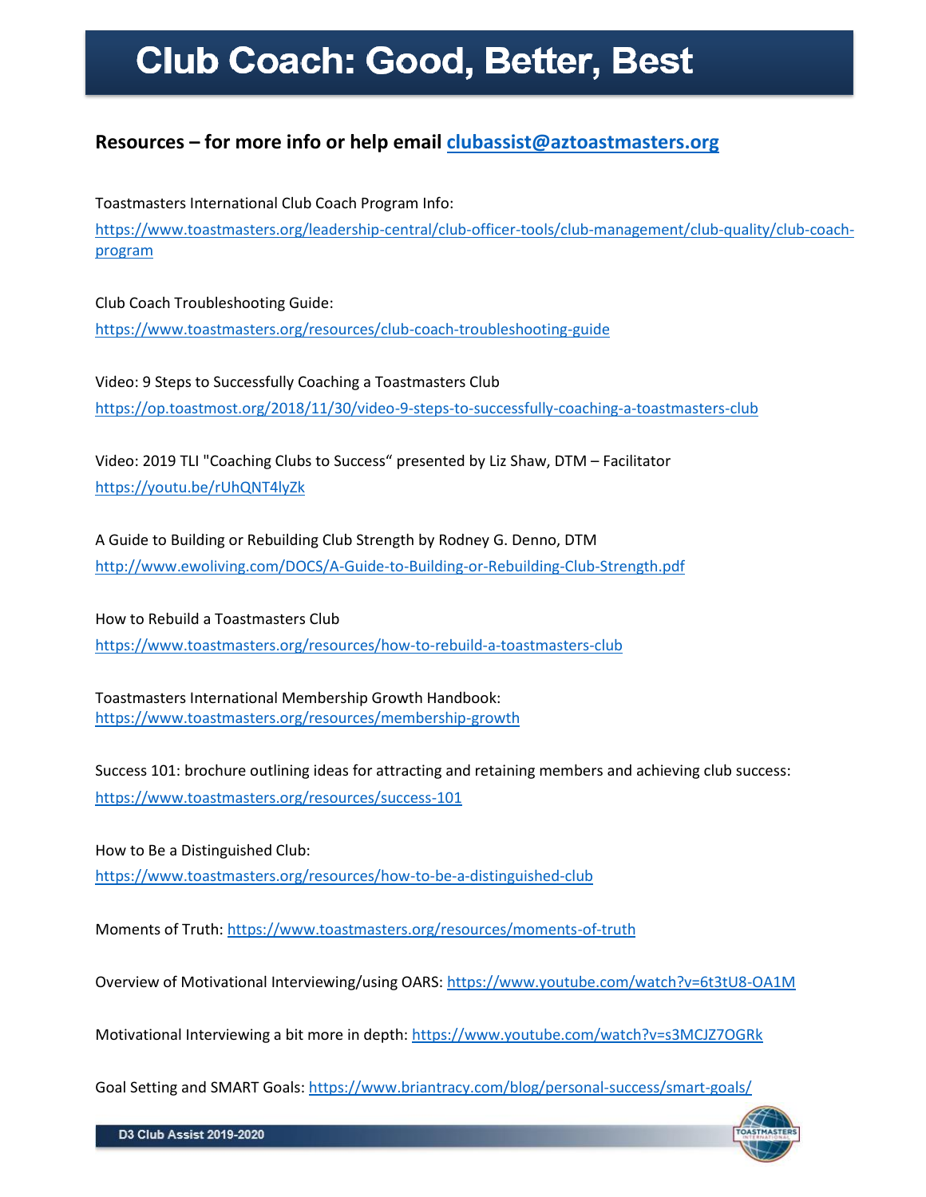# Club Coach: Good, Better, Best

## Resources – for more info or help email clubassist@aztoastmasters.org

Toastmasters International Club Coach Program Info:
https://www.toastmasters.org/leadership-central/club-officer-tools/club-management/club-quality/club-coach-program

Club Coach Troubleshooting Guide:
https://www.toastmasters.org/resources/club-coach-troubleshooting-guide

Video: 9 Steps to Successfully Coaching a Toastmasters Club
https://op.toastmost.org/2018/11/30/video-9-steps-to-successfully-coaching-a-toastmasters-club

Video: 2019 TLI "Coaching Clubs to Success" presented by Liz Shaw, DTM – Facilitator
https://youtu.be/rUhQNT4lyZk

A Guide to Building or Rebuilding Club Strength by Rodney G. Denno, DTM
http://www.ewoliving.com/DOCS/A-Guide-to-Building-or-Rebuilding-Club-Strength.pdf

How to Rebuild a Toastmasters Club
https://www.toastmasters.org/resources/how-to-rebuild-a-toastmasters-club

Toastmasters International Membership Growth Handbook:
https://www.toastmasters.org/resources/membership-growth

Success 101: brochure outlining ideas for attracting and retaining members and achieving club success:
https://www.toastmasters.org/resources/success-101

How to Be a Distinguished Club:
https://www.toastmasters.org/resources/how-to-be-a-distinguished-club

Moments of Truth: https://www.toastmasters.org/resources/moments-of-truth

Overview of Motivational Interviewing/using OARS: https://www.youtube.com/watch?v=6t3tU8-OA1M

Motivational Interviewing a bit more in depth: https://www.youtube.com/watch?v=s3MCJZ7OGRk

Goal Setting and SMART Goals: https://www.briantracy.com/blog/personal-success/smart-goals/